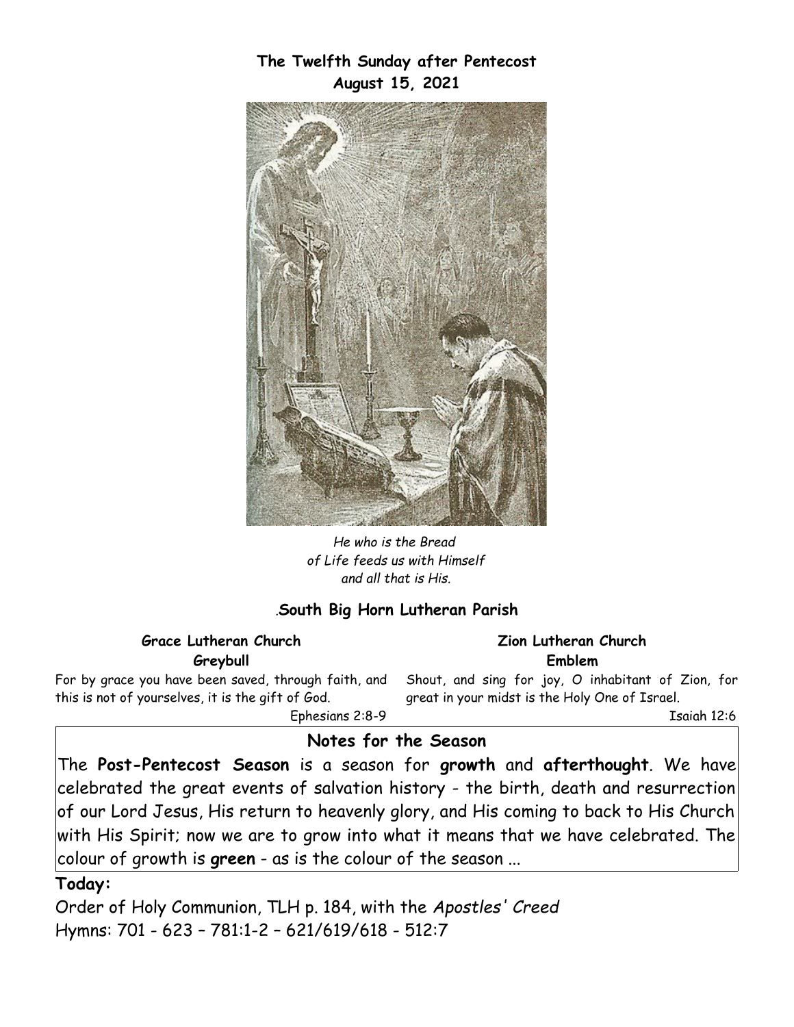**The Twelfth Sunday after Pentecost**
**August 15, 2021**

*He who is the Bread of Life feeds us with Himself and all that is His.*

.**South Big Horn Lutheran Parish**

**Grace Lutheran Church**
**Greybull**

For by grace you have been saved, through faith, and this is not of yourselves, it is the gift of God.

Ephesians 2:8-9

**Zion Lutheran Church**
**Emblem**

Shout, and sing for joy, O inhabitant of Zion, for great in your midst is the Holy One of Israel.

Isaiah 12:6

## Notes for the Season

The **Post-Pentecost Season** is a season for **growth** and **afterthought**. We have celebrated the great events of salvation history - the birth, death and resurrection of our Lord Jesus, His return to heavenly glory, and His coming to back to His Church with His Spirit; now we are to grow into what it means that we have celebrated. The colour of growth is **green** - as is the colour of the season ...

**Today:**

Order of Holy Communion, TLH p. 184, with the *Apostles' Creed*
Hymns: 701 - 623 – 781:1-2 – 621/619/618 - 512:7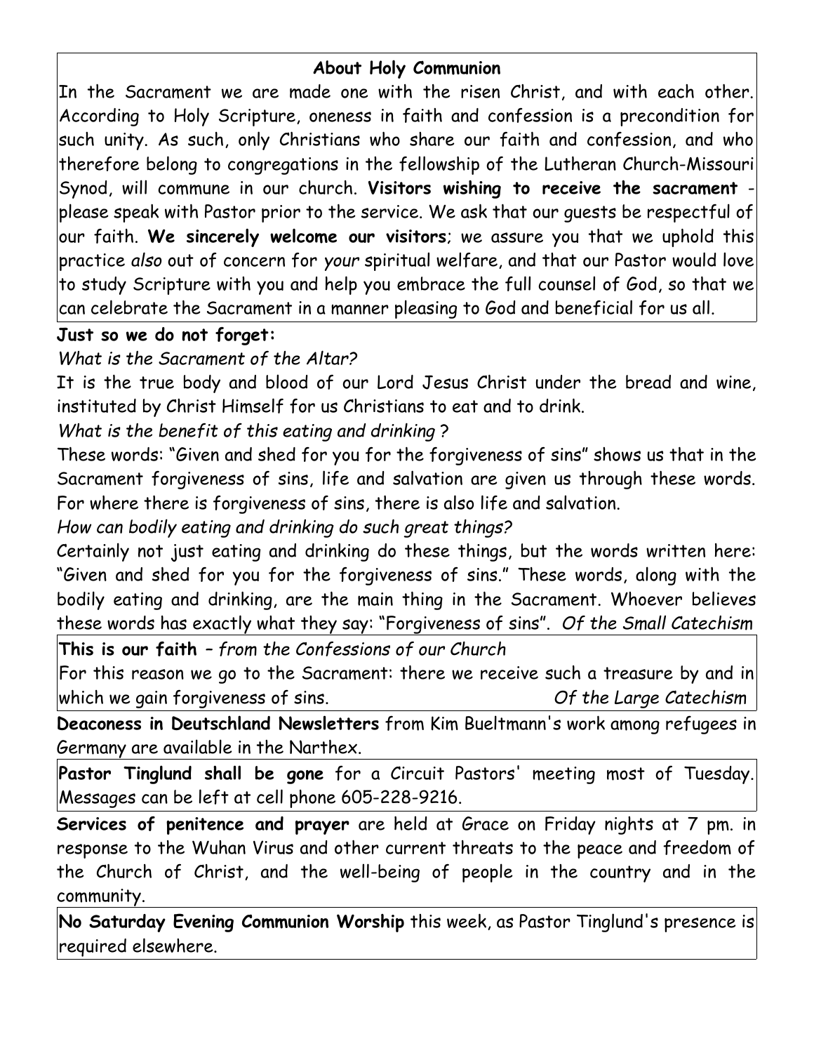## About Holy Communion

In the Sacrament we are made one with the risen Christ, and with each other. According to Holy Scripture, oneness in faith and confession is a precondition for such unity. As such, only Christians who share our faith and confession, and who therefore belong to congregations in the fellowship of the Lutheran Church-Missouri Synod, will commune in our church. **Visitors wishing to receive the sacrament** - please speak with Pastor prior to the service. We ask that our guests be respectful of our faith. **We sincerely welcome our visitors**; we assure you that we uphold this practice *also* out of concern for *your* spiritual welfare, and that our Pastor would love to study Scripture with you and help you embrace the full counsel of God, so that we can celebrate the Sacrament in a manner pleasing to God and beneficial for us all.

**Just so we do not forget:**

*What is the Sacrament of the Altar?*

It is the true body and blood of our Lord Jesus Christ under the bread and wine, instituted by Christ Himself for us Christians to eat and to drink.

*What is the benefit of this eating and drinking ?*

These words: "Given and shed for you for the forgiveness of sins" shows us that in the Sacrament forgiveness of sins, life and salvation are given us through these words. For where there is forgiveness of sins, there is also life and salvation.

*How can bodily eating and drinking do such great things?*

Certainly not just eating and drinking do these things, but the words written here: "Given and shed for you for the forgiveness of sins." These words, along with the bodily eating and drinking, are the main thing in the Sacrament. Whoever believes these words has exactly what they say: "Forgiveness of sins". *Of the Small Catechism*

**This is our faith** – *from the Confessions of our Church*

For this reason we go to the Sacrament: there we receive such a treasure by and in which we gain forgiveness of sins. *Of the Large Catechism*

**Deaconess in Deutschland Newsletters** from Kim Bueltmann's work among refugees in Germany are available in the Narthex.

**Pastor Tinglund shall be gone** for a Circuit Pastors' meeting most of Tuesday. Messages can be left at cell phone 605-228-9216.

**Services of penitence and prayer** are held at Grace on Friday nights at 7 pm. in response to the Wuhan Virus and other current threats to the peace and freedom of the Church of Christ, and the well-being of people in the country and in the community.

**No Saturday Evening Communion Worship** this week, as Pastor Tinglund's presence is required elsewhere.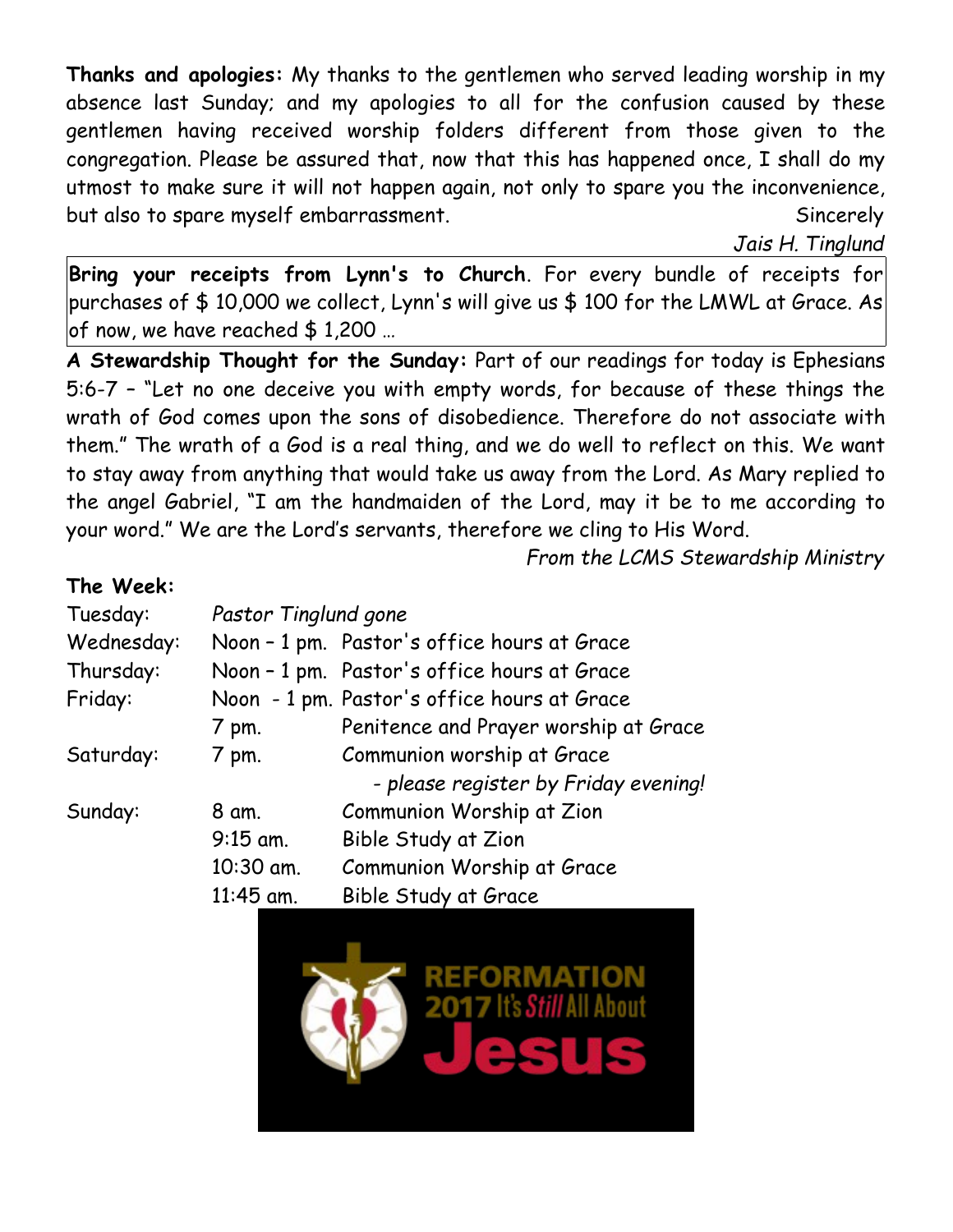**Thanks and apologies:** My thanks to the gentlemen who served leading worship in my absence last Sunday; and my apologies to all for the confusion caused by these gentlemen having received worship folders different from those given to the congregation. Please be assured that, now that this has happened once, I shall do my utmost to make sure it will not happen again, not only to spare you the inconvenience, but also to spare myself embarrassment. Sincerely

*Jais H. Tinglund*

**Bring your receipts from Lynn's to Church**. For every bundle of receipts for purchases of $ 10,000 we collect, Lynn's will give us $ 100 for the LMWL at Grace. As of now, we have reached $ 1,200 …

**A Stewardship Thought for the Sunday:** Part of our readings for today is Ephesians 5:6-7 – "Let no one deceive you with empty words, for because of these things the wrath of God comes upon the sons of disobedience. Therefore do not associate with them." The wrath of a God is a real thing, and we do well to reflect on this. We want to stay away from anything that would take us away from the Lord. As Mary replied to the angel Gabriel, "I am the handmaiden of the Lord, may it be to me according to your word." We are the Lord's servants, therefore we cling to His Word.

*From the LCMS Stewardship Ministry*

**The Week:**

| | | |
|---|---|---|
| Tuesday: | *Pastor Tinglund gone* | |
| Wednesday: | Noon – 1 pm. | Pastor's office hours at Grace |
| Thursday: | Noon – 1 pm. | Pastor's office hours at Grace |
| Friday: | Noon - 1 pm. | Pastor's office hours at Grace |
| | 7 pm. | Penitence and Prayer worship at Grace |
| Saturday: | 7 pm. | Communion worship at Grace<br>*- please register by Friday evening!* |
| Sunday: | 8 am. | Communion Worship at Zion |
| | 9:15 am. | Bible Study at Zion |
| | 10:30 am. | Communion Worship at Grace |
| | 11:45 am. | Bible Study at Grace |

REFORMATION 2017 It's *Still* All About Jesus